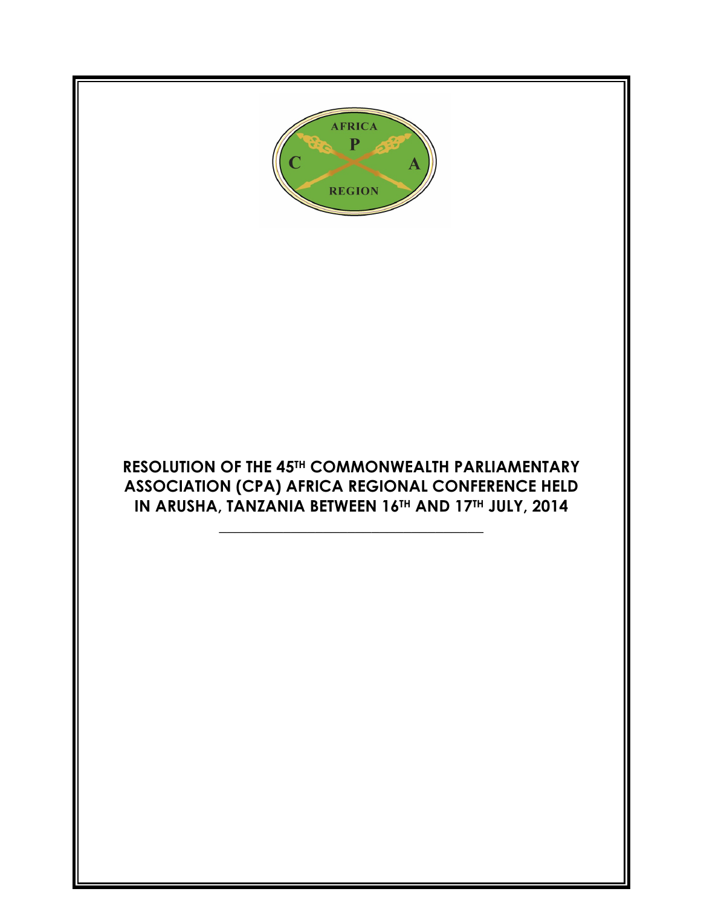# RESOLUTION OF THE 45TH COMMONWEALTH PARLIAMENTARY ASSOCIATION (CPA) AFRICA REGIONAL CONFERENCE HELD IN ARUSHA, TANZANIA BETWEEN 16TH AND 17TH JULY, 2014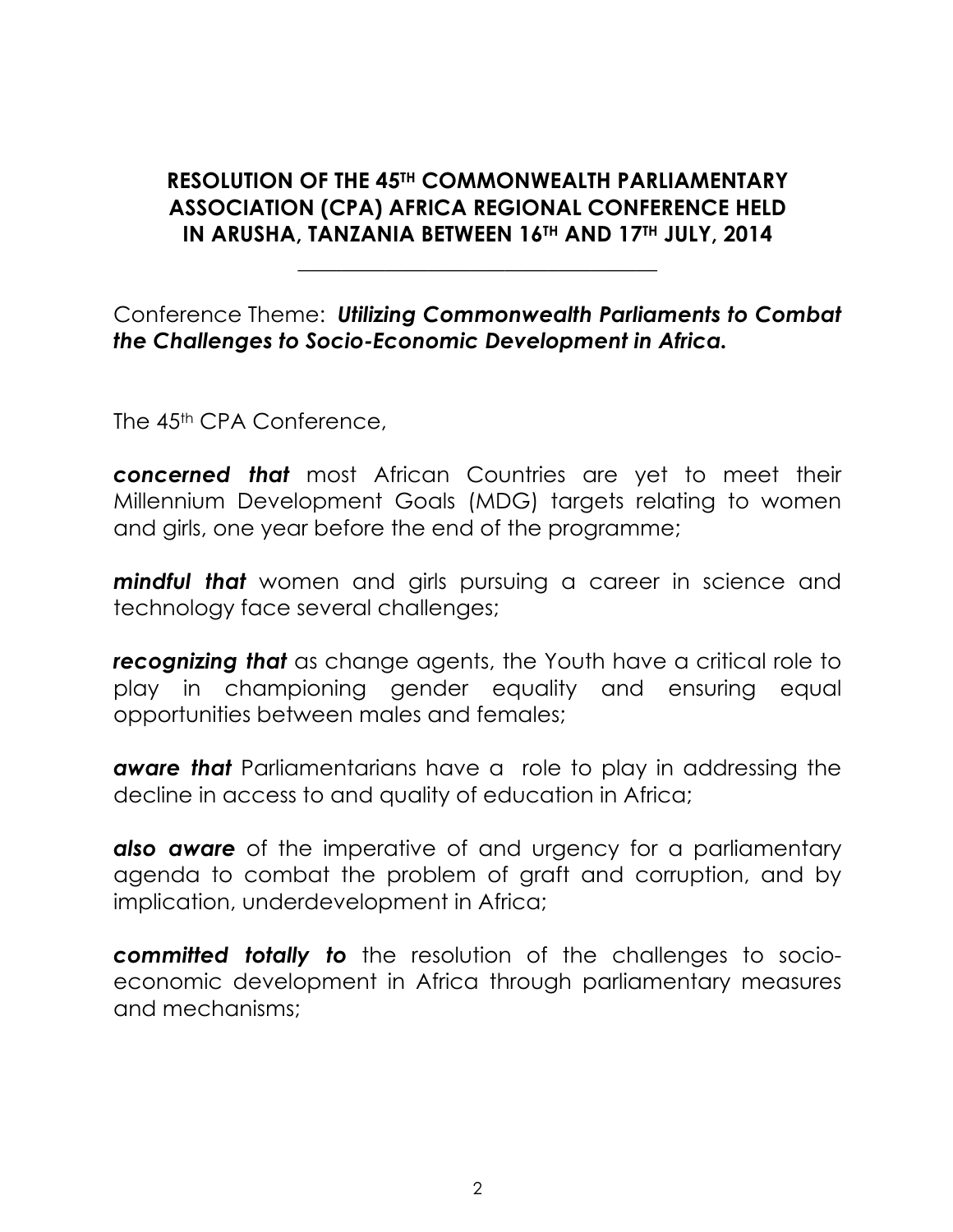## RESOLUTION OF THE 45TH COMMONWEALTH PARLIAMENTARY ASSOCIATION (CPA) AFRICA REGIONAL CONFERENCE HELD IN ARUSHA, TANZANIA BETWEEN 16TH AND 17TH JULY, 2014

---

Conference Theme: ***Utilizing Commonwealth Parliaments to Combat the Challenges to Socio-Economic Development in Africa.***

The 45th CPA Conference,

***concerned that*** most African Countries are yet to meet their Millennium Development Goals (MDG) targets relating to women and girls, one year before the end of the programme;

***mindful that*** women and girls pursuing a career in science and technology face several challenges;

***recognizing that*** as change agents, the Youth have a critical role to play in championing gender equality and ensuring equal opportunities between males and females;

***aware that*** Parliamentarians have a role to play in addressing the decline in access to and quality of education in Africa;

***also aware*** of the imperative of and urgency for a parliamentary agenda to combat the problem of graft and corruption, and by implication, underdevelopment in Africa;

***committed totally to*** the resolution of the challenges to socio-economic development in Africa through parliamentary measures and mechanisms;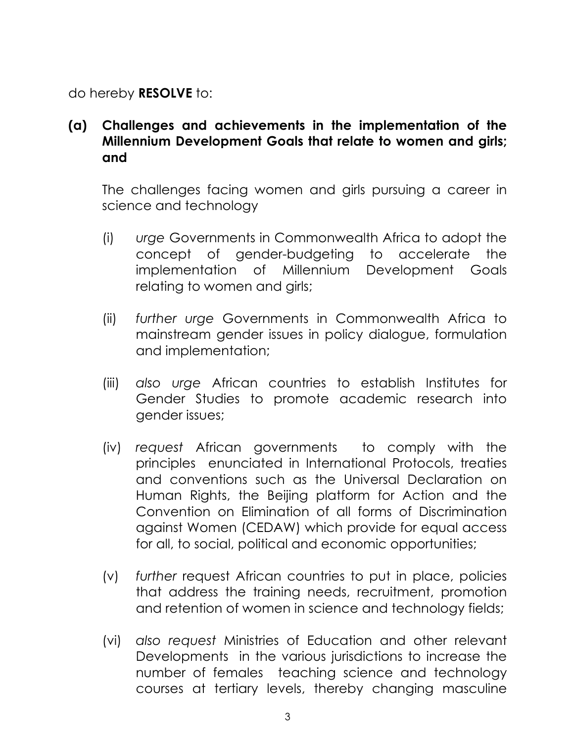do hereby **RESOLVE** to:

**(a) Challenges and achievements in the implementation of the Millennium Development Goals that relate to women and girls; and**

The challenges facing women and girls pursuing a career in science and technology

(i) *urge* Governments in Commonwealth Africa to adopt the concept of gender-budgeting to accelerate the implementation of Millennium Development Goals relating to women and girls;

(ii) *further urge* Governments in Commonwealth Africa to mainstream gender issues in policy dialogue, formulation and implementation;

(iii) *also urge* African countries to establish Institutes for Gender Studies to promote academic research into gender issues;

(iv) *request* African governments to comply with the principles enunciated in International Protocols, treaties and conventions such as the Universal Declaration on Human Rights, the Beijing platform for Action and the Convention on Elimination of all forms of Discrimination against Women (CEDAW) which provide for equal access for all, to social, political and economic opportunities;

(v) *further* request African countries to put in place, policies that address the training needs, recruitment, promotion and retention of women in science and technology fields;

(vi) *also request* Ministries of Education and other relevant Developments in the various jurisdictions to increase the number of females teaching science and technology courses at tertiary levels, thereby changing masculine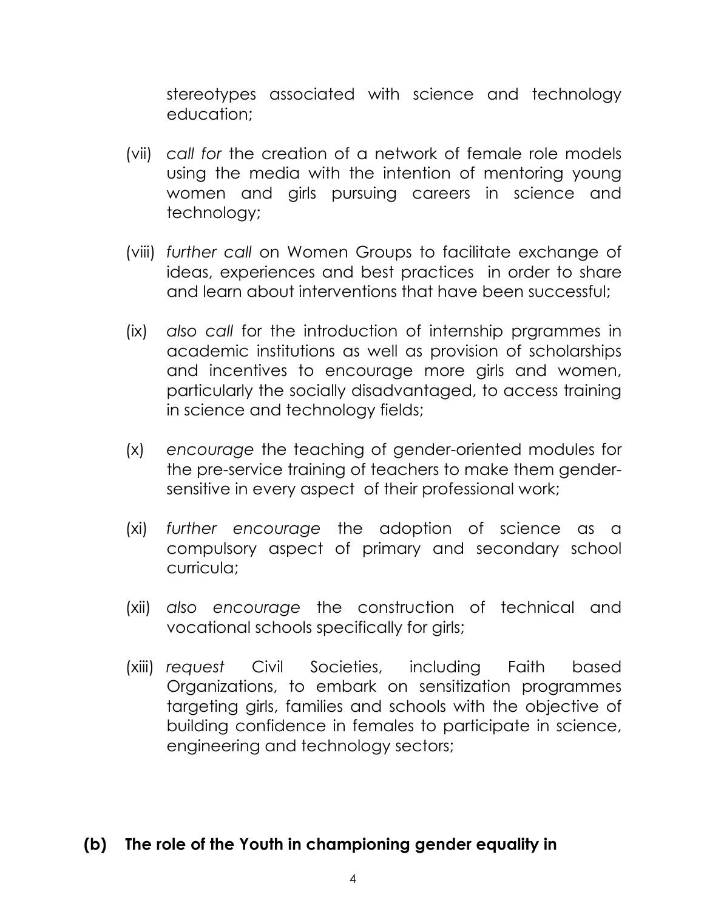stereotypes associated with science and technology education;

(vii) *call for* the creation of a network of female role models using the media with the intention of mentoring young women and girls pursuing careers in science and technology;

(viii) *further call* on Women Groups to facilitate exchange of ideas, experiences and best practices in order to share and learn about interventions that have been successful;

(ix) *also call* for the introduction of internship prgrammes in academic institutions as well as provision of scholarships and incentives to encourage more girls and women, particularly the socially disadvantaged, to access training in science and technology fields;

(x) *encourage* the teaching of gender-oriented modules for the pre-service training of teachers to make them gender-sensitive in every aspect of their professional work;

(xi) *further encourage* the adoption of science as a compulsory aspect of primary and secondary school curricula;

(xii) *also encourage* the construction of technical and vocational schools specifically for girls;

(xiii) *request* Civil Societies, including Faith based Organizations, to embark on sensitization programmes targeting girls, families and schools with the objective of building confidence in females to participate in science, engineering and technology sectors;

**(b) The role of the Youth in championing gender equality in**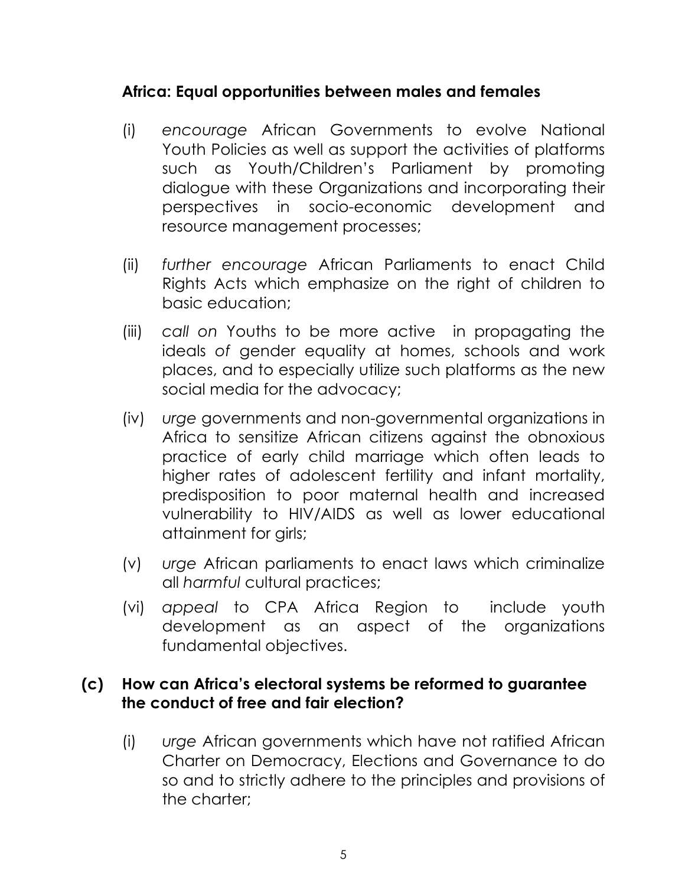**Africa: Equal opportunities between males and females**

(i) *encourage* African Governments to evolve National Youth Policies as well as support the activities of platforms such as Youth/Children's Parliament by promoting dialogue with these Organizations and incorporating their perspectives in socio-economic development and resource management processes;

(ii) *further encourage* African Parliaments to enact Child Rights Acts which emphasize on the right of children to basic education;

(iii) *call on* Youths to be more active in propagating the ideals *of* gender equality at homes, schools and work places, and to especially utilize such platforms as the new social media for the advocacy;

(iv) *urge* governments and non-governmental organizations in Africa to sensitize African citizens against the obnoxious practice of early child marriage which often leads to higher rates of adolescent fertility and infant mortality, predisposition to poor maternal health and increased vulnerability to HIV/AIDS as well as lower educational attainment for girls;

(v) *urge* African parliaments to enact laws which criminalize all *harmful* cultural practices;

(vi) *appeal* to CPA Africa Region to include youth development as an aspect of the organizations fundamental objectives.

**(c) How can Africa's electoral systems be reformed to guarantee the conduct of free and fair election?**

(i) *urge* African governments which have not ratified African Charter on Democracy, Elections and Governance to do so and to strictly adhere to the principles and provisions of the charter;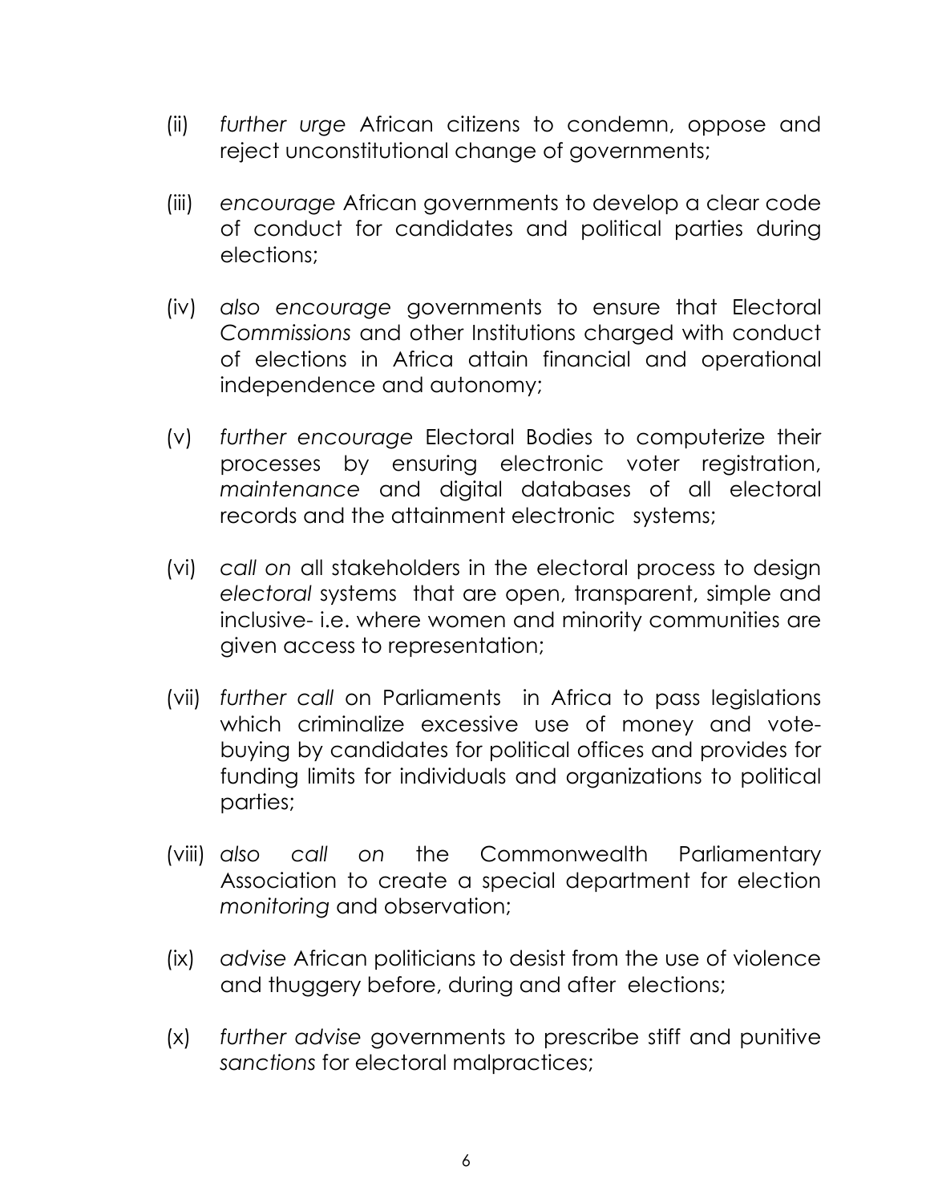(ii) *further urge* African citizens to condemn, oppose and reject unconstitutional change of governments;

(iii) *encourage* African governments to develop a clear code of conduct for candidates and political parties during elections;

(iv) *also encourage* governments to ensure that Electoral *Commissions* and other Institutions charged with conduct of elections in Africa attain financial and operational independence and autonomy;

(v) *further encourage* Electoral Bodies to computerize their processes by ensuring electronic voter registration, *maintenance* and digital databases of all electoral records and the attainment electronic systems;

(vi) *call on* all stakeholders in the electoral process to design *electoral* systems that are open, transparent, simple and inclusive- i.e. where women and minority communities are given access to representation;

(vii) *further call* on Parliaments in Africa to pass legislations which criminalize excessive use of money and vote-buying by candidates for political offices and provides for funding limits for individuals and organizations to political parties;

(viii) *also call on* the Commonwealth Parliamentary Association to create a special department for election *monitoring* and observation;

(ix) *advise* African politicians to desist from the use of violence and thuggery before, during and after elections;

(x) *further advise* governments to prescribe stiff and punitive *sanctions* for electoral malpractices;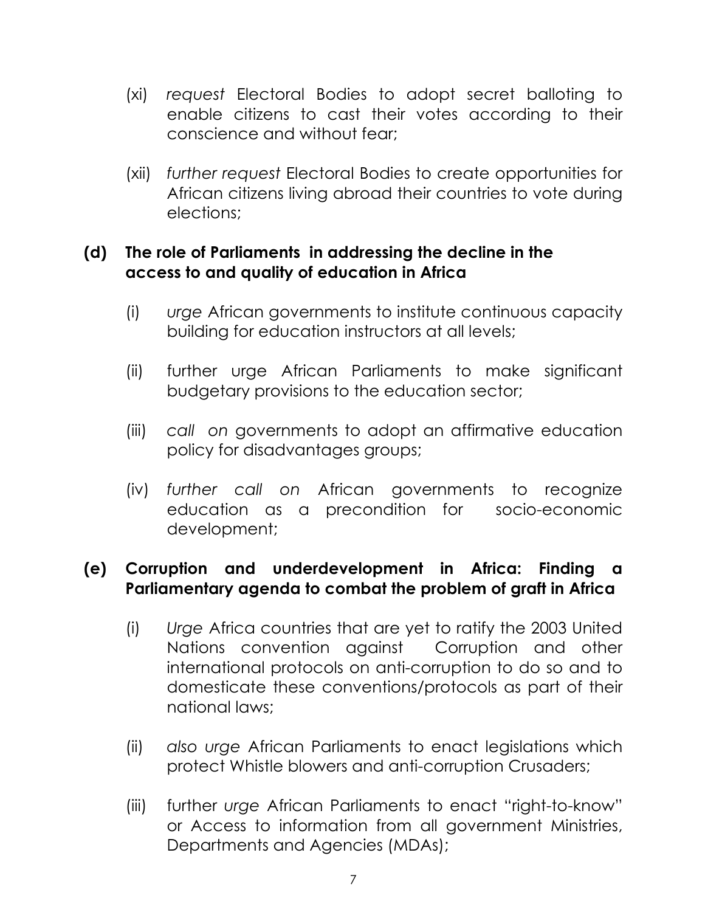(xi) *request* Electoral Bodies to adopt secret balloting to enable citizens to cast their votes according to their conscience and without fear;

(xii) *further request* Electoral Bodies to create opportunities for African citizens living abroad their countries to vote during elections;

**(d) The role of Parliaments in addressing the decline in the access to and quality of education in Africa**

(i) *urge* African governments to institute continuous capacity building for education instructors at all levels;

(ii) further urge African Parliaments to make significant budgetary provisions to the education sector;

(iii) *call on* governments to adopt an affirmative education policy for disadvantages groups;

(iv) *further call on* African governments to recognize education as a precondition for socio-economic development;

**(e) Corruption and underdevelopment in Africa: Finding a Parliamentary agenda to combat the problem of graft in Africa**

(i) *Urge* Africa countries that are yet to ratify the 2003 United Nations convention against Corruption and other international protocols on anti-corruption to do so and to domesticate these conventions/protocols as part of their national laws;

(ii) *also urge* African Parliaments to enact legislations which protect Whistle blowers and anti-corruption Crusaders;

(iii) further *urge* African Parliaments to enact "right-to-know" or Access to information from all government Ministries, Departments and Agencies (MDAs);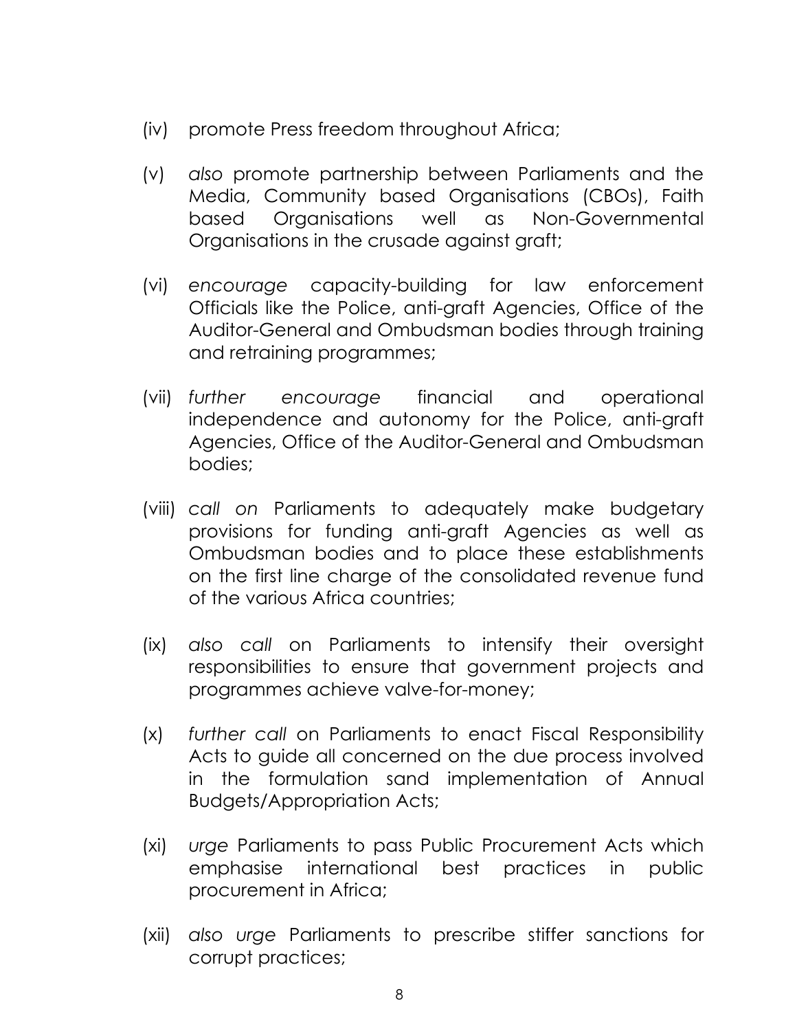(iv) promote Press freedom throughout Africa;

(v) *also* promote partnership between Parliaments and the Media, Community based Organisations (CBOs), Faith based Organisations well as Non-Governmental Organisations in the crusade against graft;

(vi) *encourage* capacity-building for law enforcement Officials like the Police, anti-graft Agencies, Office of the Auditor-General and Ombudsman bodies through training and retraining programmes;

(vii) *further encourage* financial and operational independence and autonomy for the Police, anti-graft Agencies, Office of the Auditor-General and Ombudsman bodies;

(viii) *call on* Parliaments to adequately make budgetary provisions for funding anti-graft Agencies as well as Ombudsman bodies and to place these establishments on the first line charge of the consolidated revenue fund of the various Africa countries;

(ix) *also call* on Parliaments to intensify their oversight responsibilities to ensure that government projects and programmes achieve valve-for-money;

(x) *further call* on Parliaments to enact Fiscal Responsibility Acts to guide all concerned on the due process involved in the formulation sand implementation of Annual Budgets/Appropriation Acts;

(xi) *urge* Parliaments to pass Public Procurement Acts which emphasise international best practices in public procurement in Africa;

(xii) *also urge* Parliaments to prescribe stiffer sanctions for corrupt practices;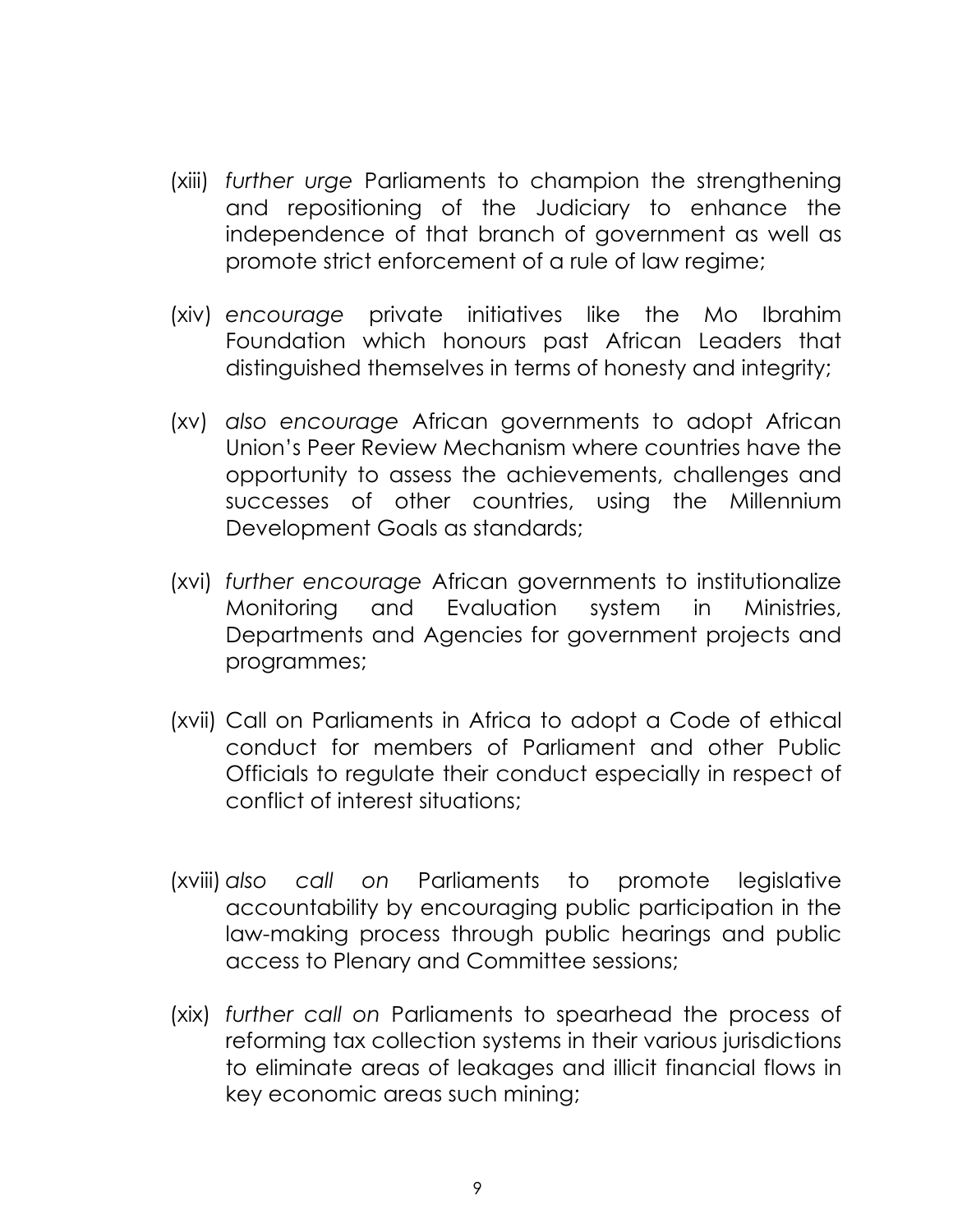(xiii) *further urge* Parliaments to champion the strengthening and repositioning of the Judiciary to enhance the independence of that branch of government as well as promote strict enforcement of a rule of law regime;

(xiv) *encourage* private initiatives like the Mo Ibrahim Foundation which honours past African Leaders that distinguished themselves in terms of honesty and integrity;

(xv) *also encourage* African governments to adopt African Union's Peer Review Mechanism where countries have the opportunity to assess the achievements, challenges and successes of other countries, using the Millennium Development Goals as standards;

(xvi) *further encourage* African governments to institutionalize Monitoring and Evaluation system in Ministries, Departments and Agencies for government projects and programmes;

(xvii) Call on Parliaments in Africa to adopt a Code of ethical conduct for members of Parliament and other Public Officials to regulate their conduct especially in respect of conflict of interest situations;

(xviii) *also call on* Parliaments to promote legislative accountability by encouraging public participation in the law-making process through public hearings and public access to Plenary and Committee sessions;

(xix) *further call on* Parliaments to spearhead the process of reforming tax collection systems in their various jurisdictions to eliminate areas of leakages and illicit financial flows in key economic areas such mining;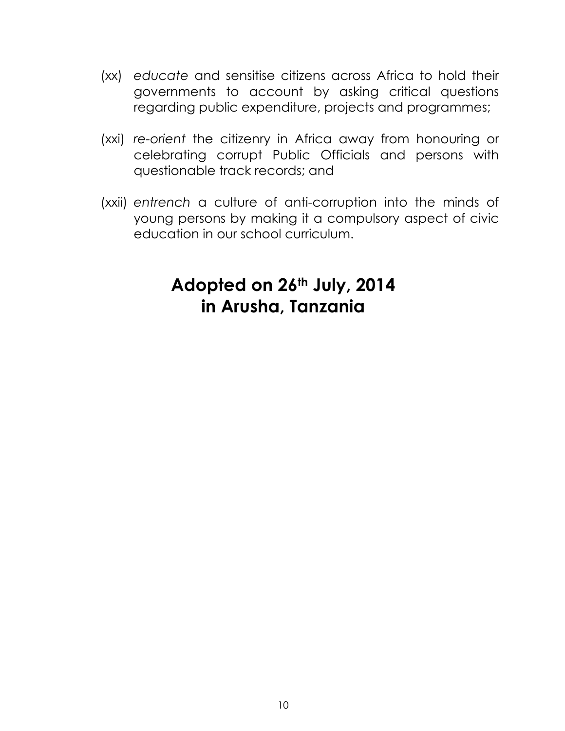(xx) *educate* and sensitise citizens across Africa to hold their governments to account by asking critical questions regarding public expenditure, projects and programmes;

(xxi) *re-orient* the citizenry in Africa away from honouring or celebrating corrupt Public Officials and persons with questionable track records; and

(xxii) *entrench* a culture of anti-corruption into the minds of young persons by making it a compulsory aspect of civic education in our school curriculum.

## Adopted on 26th July, 2014 in Arusha, Tanzania